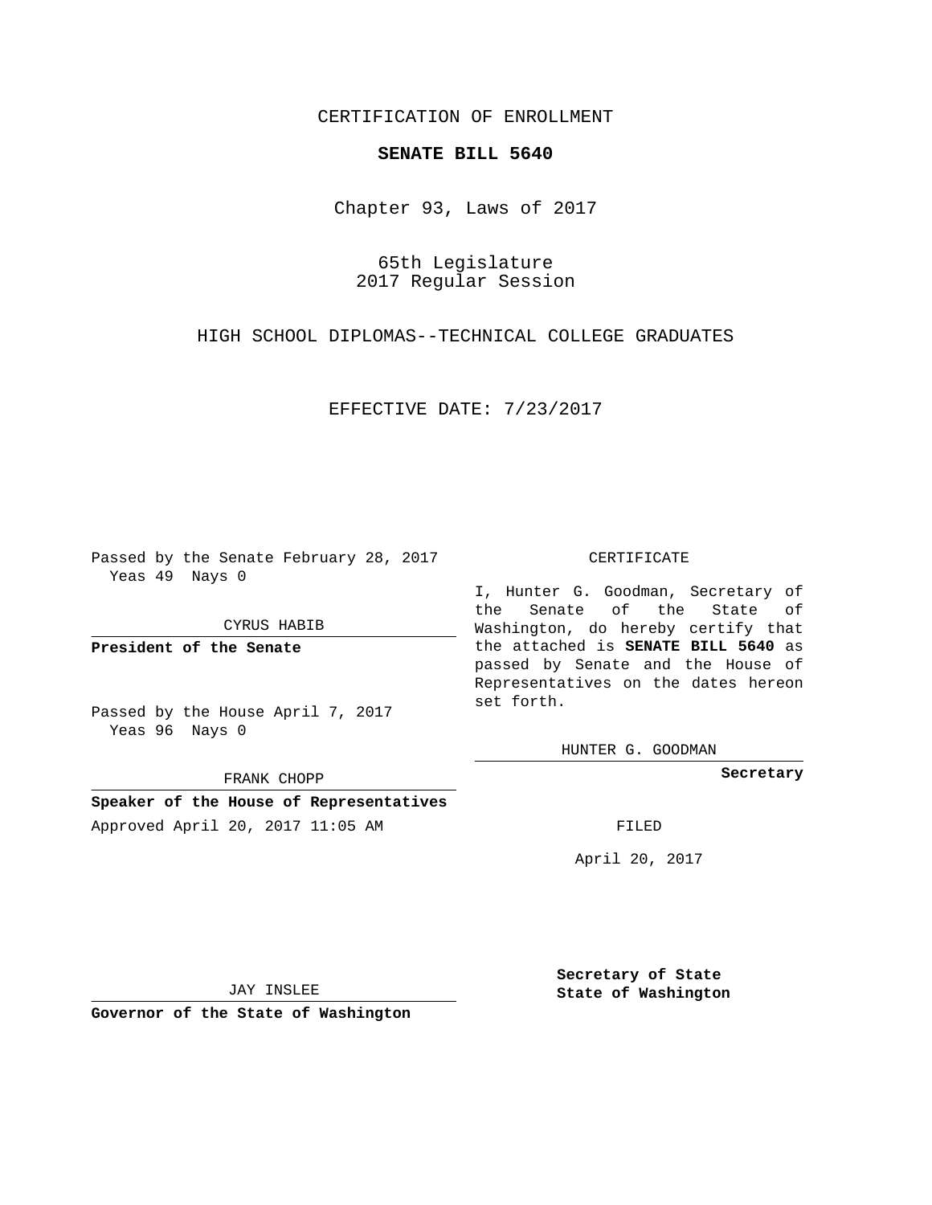CERTIFICATION OF ENROLLMENT

**SENATE BILL 5640**

Chapter 93, Laws of 2017

65th Legislature
2017 Regular Session

HIGH SCHOOL DIPLOMAS--TECHNICAL COLLEGE GRADUATES

EFFECTIVE DATE: 7/23/2017

Passed by the Senate February 28, 2017
Yeas 49 Nays 0

CYRUS HABIB

**President of the Senate**

Passed by the House April 7, 2017
Yeas 96 Nays 0

FRANK CHOPP

**Speaker of the House of Representatives**

Approved April 20, 2017 11:05 AM

JAY INSLEE

**Governor of the State of Washington**

CERTIFICATE

I, Hunter G. Goodman, Secretary of the Senate of the State of Washington, do hereby certify that the attached is **SENATE BILL 5640** as passed by Senate and the House of Representatives on the dates hereon set forth.

HUNTER G. GOODMAN

**Secretary**

FILED

April 20, 2017

**Secretary of State**
**State of Washington**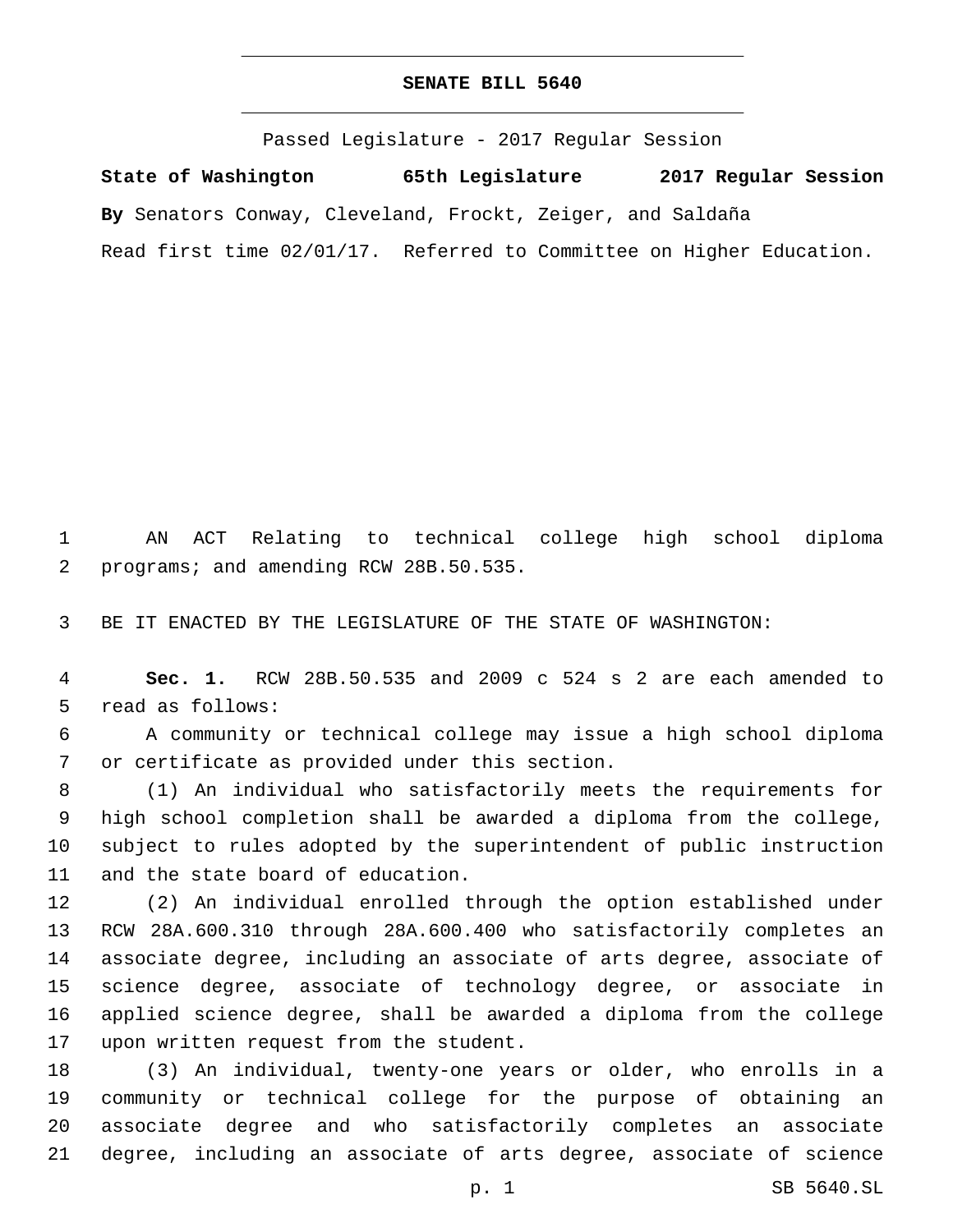# SENATE BILL 5640

Passed Legislature - 2017 Regular Session

**State of Washington 65th Legislature 2017 Regular Session**

**By** Senators Conway, Cleveland, Frockt, Zeiger, and Saldaña

Read first time 02/01/17. Referred to Committee on Higher Education.

AN ACT Relating to technical college high school diploma programs; and amending RCW 28B.50.535.

BE IT ENACTED BY THE LEGISLATURE OF THE STATE OF WASHINGTON:

**Sec. 1.** RCW 28B.50.535 and 2009 c 524 s 2 are each amended to read as follows:

A community or technical college may issue a high school diploma or certificate as provided under this section.

(1) An individual who satisfactorily meets the requirements for high school completion shall be awarded a diploma from the college, subject to rules adopted by the superintendent of public instruction and the state board of education.

(2) An individual enrolled through the option established under RCW 28A.600.310 through 28A.600.400 who satisfactorily completes an associate degree, including an associate of arts degree, associate of science degree, associate of technology degree, or associate in applied science degree, shall be awarded a diploma from the college upon written request from the student.

(3) An individual, twenty-one years or older, who enrolls in a community or technical college for the purpose of obtaining an associate degree and who satisfactorily completes an associate degree, including an associate of arts degree, associate of science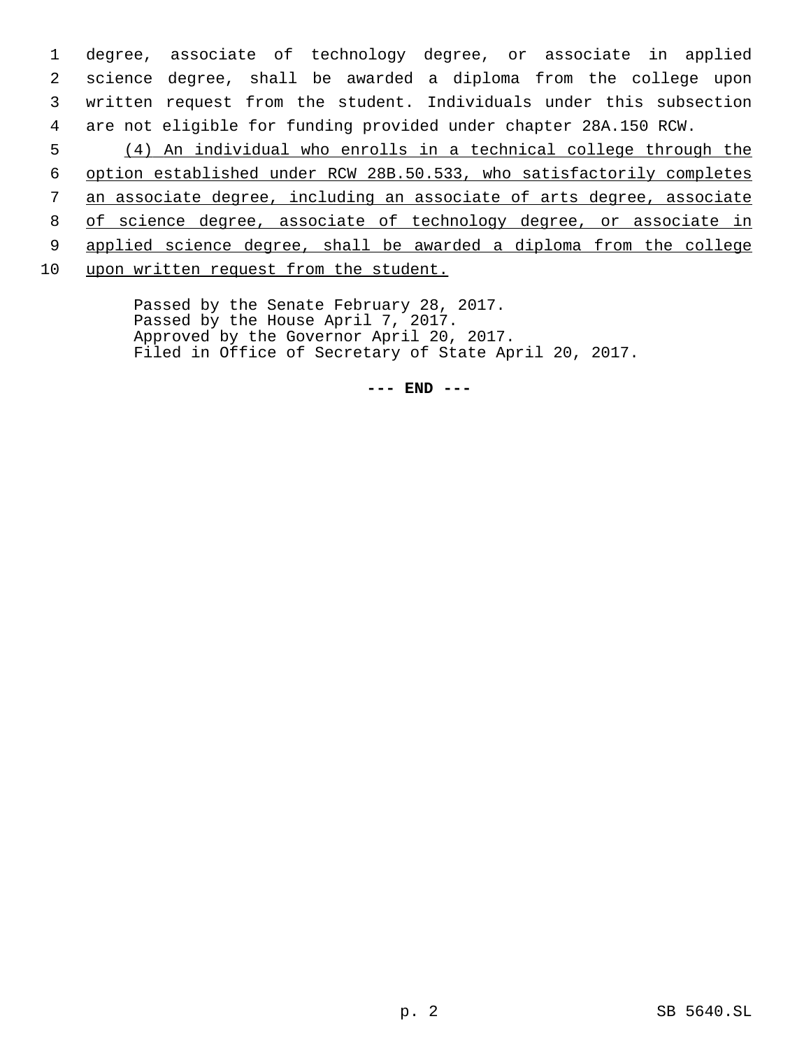degree, associate of technology degree, or associate in applied science degree, shall be awarded a diploma from the college upon written request from the student. Individuals under this subsection are not eligible for funding provided under chapter 28A.150 RCW.

<u>(4) An individual who enrolls in a technical college through the option established under RCW 28B.50.533, who satisfactorily completes an associate degree, including an associate of arts degree, associate of science degree, associate of technology degree, or associate in applied science degree, shall be awarded a diploma from the college upon written request from the student.</u>

Passed by the Senate February 28, 2017.
Passed by the House April 7, 2017.
Approved by the Governor April 20, 2017.
Filed in Office of Secretary of State April 20, 2017.

**--- END ---**